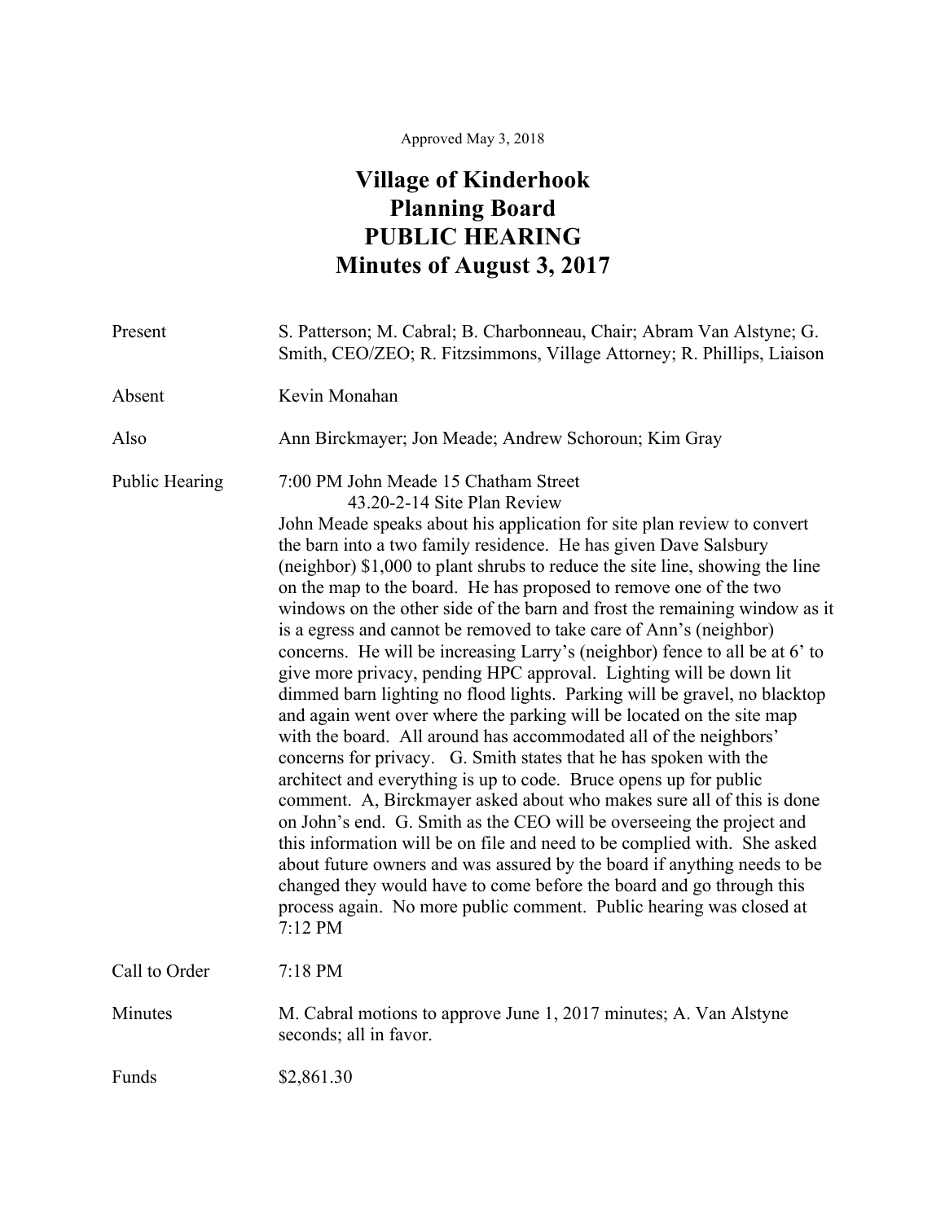Approved May 3, 2018

# Village of Kinderhook
# Planning Board
# PUBLIC HEARING
# Minutes of August 3, 2017

| | |
|---|---|
| Present | S. Patterson; M. Cabral; B. Charbonneau, Chair; Abram Van Alstyne; G. Smith, CEO/ZEO; R. Fitzsimmons, Village Attorney; R. Phillips, Liaison |
| Absent | Kevin Monahan |
| Also | Ann Birckmayer; Jon Meade; Andrew Schoroun; Kim Gray |
| Public Hearing | 7:00 PM John Meade 15 Chatham Street<br>43.20-2-14 Site Plan Review<br>John Meade speaks about his application for site plan review to convert the barn into a two family residence. He has given Dave Salsbury (neighbor) $1,000 to plant shrubs to reduce the site line, showing the line on the map to the board. He has proposed to remove one of the two windows on the other side of the barn and frost the remaining window as it is a egress and cannot be removed to take care of Ann's (neighbor) concerns. He will be increasing Larry's (neighbor) fence to all be at 6' to give more privacy, pending HPC approval. Lighting will be down lit dimmed barn lighting no flood lights. Parking will be gravel, no blacktop and again went over where the parking will be located on the site map with the board. All around has accommodated all of the neighbors' concerns for privacy. G. Smith states that he has spoken with the architect and everything is up to code. Bruce opens up for public comment. A, Birckmayer asked about who makes sure all of this is done on John's end. G. Smith as the CEO will be overseeing the project and this information will be on file and need to be complied with. She asked about future owners and was assured by the board if anything needs to be changed they would have to come before the board and go through this process again. No more public comment. Public hearing was closed at 7:12 PM |
| Call to Order | 7:18 PM |
| Minutes | M. Cabral motions to approve June 1, 2017 minutes; A. Van Alstyne seconds; all in favor. |
| Funds | $2,861.30 |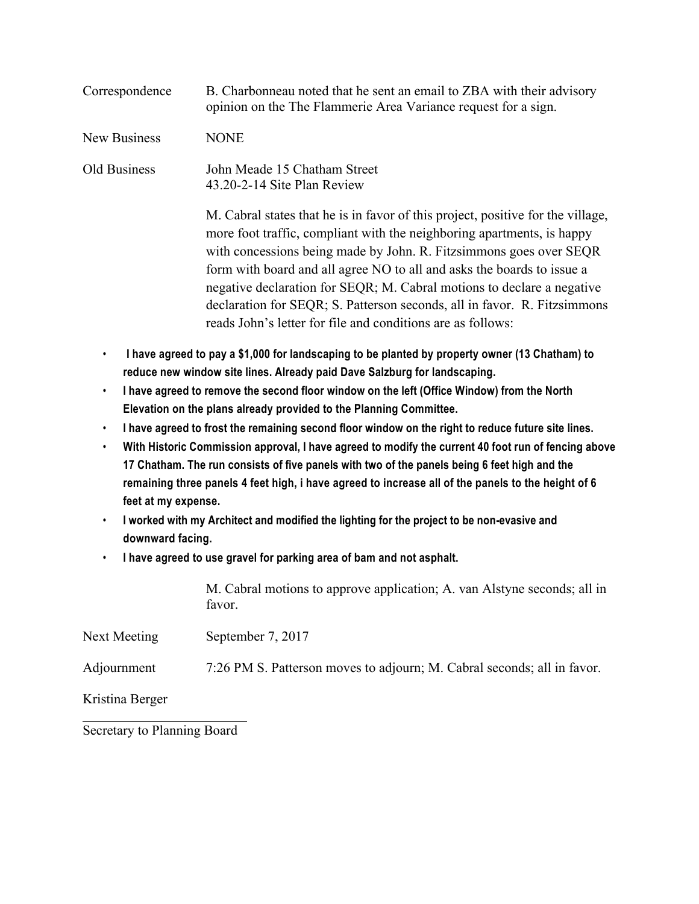Correspondence B. Charbonneau noted that he sent an email to ZBA with their advisory opinion on the The Flammerie Area Variance request for a sign.

New Business NONE

Old Business John Meade 15 Chatham Street
43.20-2-14 Site Plan Review

M. Cabral states that he is in favor of this project, positive for the village, more foot traffic, compliant with the neighboring apartments, is happy with concessions being made by John. R. Fitzsimmons goes over SEQR form with board and all agree NO to all and asks the boards to issue a negative declaration for SEQR; M. Cabral motions to declare a negative declaration for SEQR; S. Patterson seconds, all in favor. R. Fitzsimmons reads John's letter for file and conditions are as follows:

- **I have agreed to pay a $1,000 for landscaping to be planted by property owner (13 Chatham) to reduce new window site lines. Already paid Dave Salzburg for landscaping.**
- **I have agreed to remove the second floor window on the left (Office Window) from the North Elevation on the plans already provided to the Planning Committee.**
- **I have agreed to frost the remaining second floor window on the right to reduce future site lines.**
- **With Historic Commission approval, I have agreed to modify the current 40 foot run of fencing above 17 Chatham. The run consists of five panels with two of the panels being 6 feet high and the remaining three panels 4 feet high, i have agreed to increase all of the panels to the height of 6 feet at my expense.**
- **I worked with my Architect and modified the lighting for the project to be non-evasive and downward facing.**
- **I have agreed to use gravel for parking area of bam and not asphalt.**

M. Cabral motions to approve application; A. van Alstyne seconds; all in favor.

Next Meeting September 7, 2017

Adjournment 7:26 PM S. Patterson moves to adjourn; M. Cabral seconds; all in favor.

Kristina Berger

Secretary to Planning Board